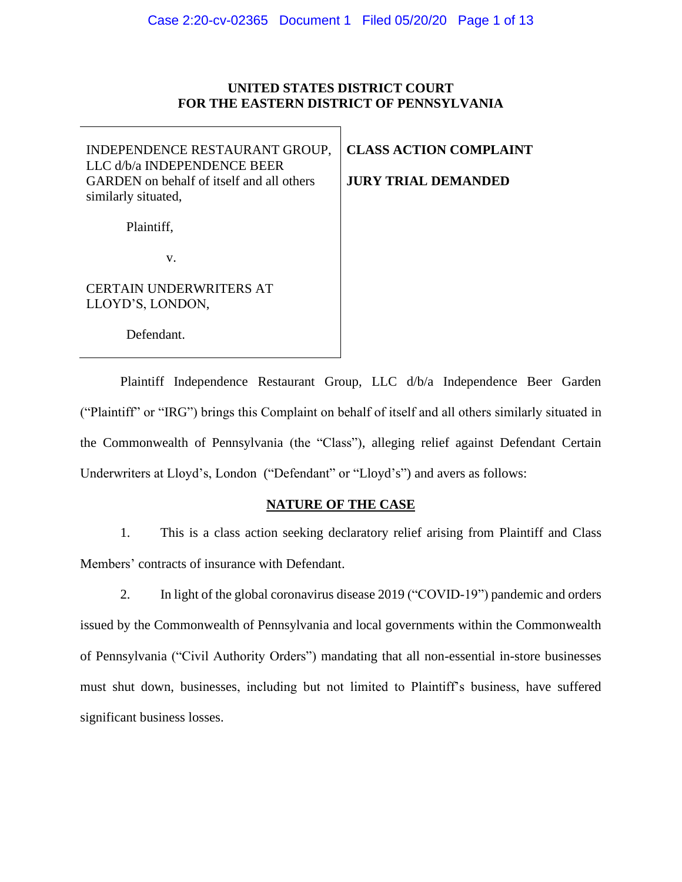**UNITED STATES DISTRICT COURT**
**FOR THE EASTERN DISTRICT OF PENNSYLVANIA**

| | |
|---|---|
| INDEPENDENCE RESTAURANT GROUP, LLC d/b/a INDEPENDENCE BEER GARDEN on behalf of itself and all others similarly situated,<br><br>Plaintiff,<br><br>v.<br><br>CERTAIN UNDERWRITERS AT LLOYD'S, LONDON,<br><br>Defendant. | **CLASS ACTION COMPLAINT**<br><br>**JURY TRIAL DEMANDED** |

Plaintiff Independence Restaurant Group, LLC d/b/a Independence Beer Garden ("Plaintiff" or "IRG") brings this Complaint on behalf of itself and all others similarly situated in the Commonwealth of Pennsylvania (the "Class"), alleging relief against Defendant Certain Underwriters at Lloyd's, London ("Defendant" or "Lloyd's") and avers as follows:

## NATURE OF THE CASE

1. This is a class action seeking declaratory relief arising from Plaintiff and Class Members' contracts of insurance with Defendant.

2. In light of the global coronavirus disease 2019 ("COVID-19") pandemic and orders issued by the Commonwealth of Pennsylvania and local governments within the Commonwealth of Pennsylvania ("Civil Authority Orders") mandating that all non-essential in-store businesses must shut down, businesses, including but not limited to Plaintiff's business, have suffered significant business losses.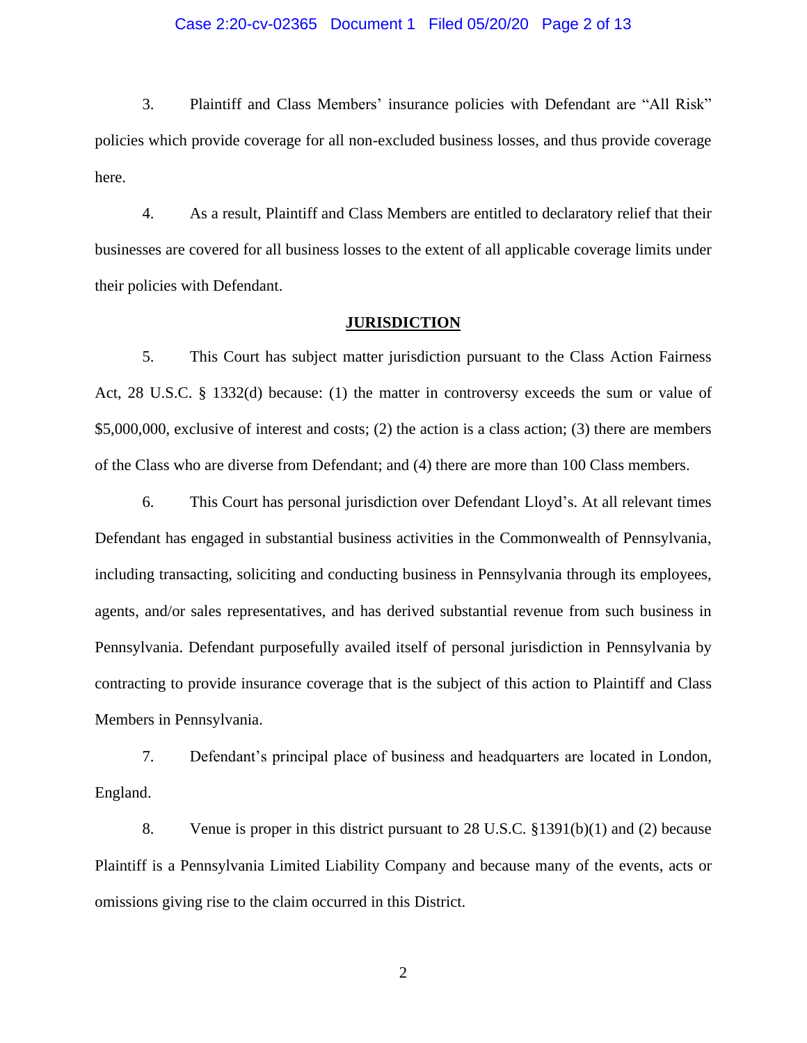3. Plaintiff and Class Members' insurance policies with Defendant are "All Risk" policies which provide coverage for all non-excluded business losses, and thus provide coverage here.

4. As a result, Plaintiff and Class Members are entitled to declaratory relief that their businesses are covered for all business losses to the extent of all applicable coverage limits under their policies with Defendant.

## JURISDICTION

5. This Court has subject matter jurisdiction pursuant to the Class Action Fairness Act, 28 U.S.C. § 1332(d) because: (1) the matter in controversy exceeds the sum or value of $5,000,000, exclusive of interest and costs; (2) the action is a class action; (3) there are members of the Class who are diverse from Defendant; and (4) there are more than 100 Class members.

6. This Court has personal jurisdiction over Defendant Lloyd's. At all relevant times Defendant has engaged in substantial business activities in the Commonwealth of Pennsylvania, including transacting, soliciting and conducting business in Pennsylvania through its employees, agents, and/or sales representatives, and has derived substantial revenue from such business in Pennsylvania. Defendant purposefully availed itself of personal jurisdiction in Pennsylvania by contracting to provide insurance coverage that is the subject of this action to Plaintiff and Class Members in Pennsylvania.

7. Defendant's principal place of business and headquarters are located in London, England.

8. Venue is proper in this district pursuant to 28 U.S.C. §1391(b)(1) and (2) because Plaintiff is a Pennsylvania Limited Liability Company and because many of the events, acts or omissions giving rise to the claim occurred in this District.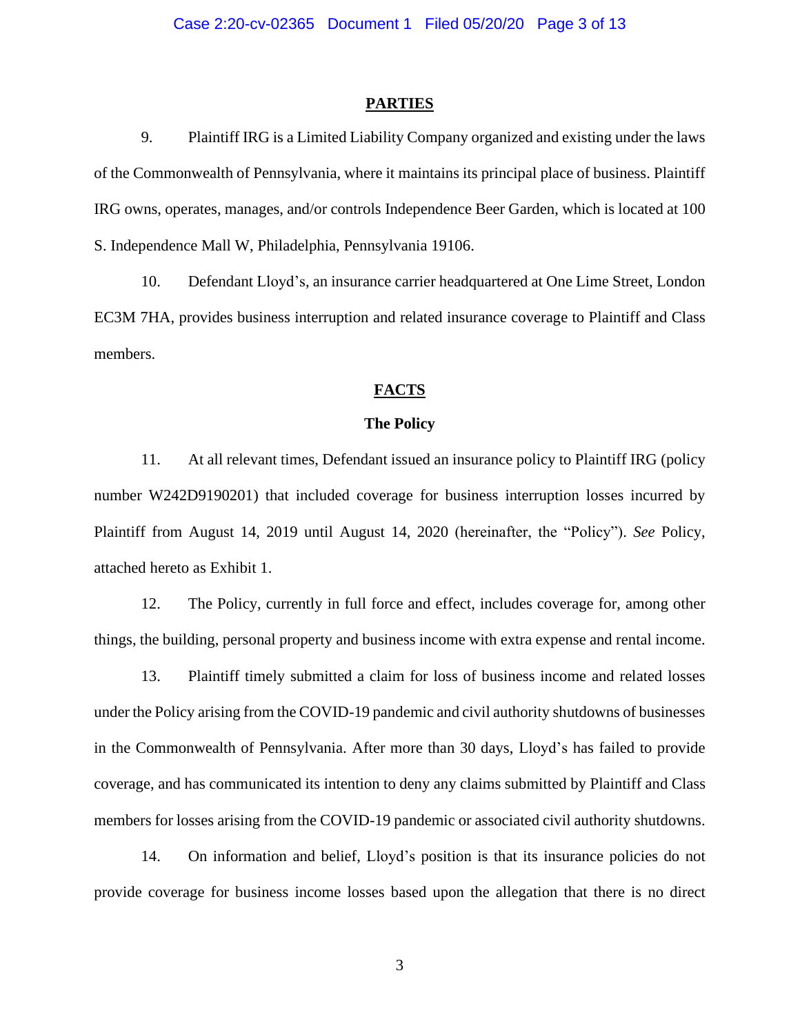## PARTIES

9. Plaintiff IRG is a Limited Liability Company organized and existing under the laws of the Commonwealth of Pennsylvania, where it maintains its principal place of business. Plaintiff IRG owns, operates, manages, and/or controls Independence Beer Garden, which is located at 100 S. Independence Mall W, Philadelphia, Pennsylvania 19106.

10. Defendant Lloyd's, an insurance carrier headquartered at One Lime Street, London EC3M 7HA, provides business interruption and related insurance coverage to Plaintiff and Class members.

## FACTS

### The Policy

11. At all relevant times, Defendant issued an insurance policy to Plaintiff IRG (policy number W242D9190201) that included coverage for business interruption losses incurred by Plaintiff from August 14, 2019 until August 14, 2020 (hereinafter, the "Policy"). *See* Policy, attached hereto as Exhibit 1.

12. The Policy, currently in full force and effect, includes coverage for, among other things, the building, personal property and business income with extra expense and rental income.

13. Plaintiff timely submitted a claim for loss of business income and related losses under the Policy arising from the COVID-19 pandemic and civil authority shutdowns of businesses in the Commonwealth of Pennsylvania. After more than 30 days, Lloyd's has failed to provide coverage, and has communicated its intention to deny any claims submitted by Plaintiff and Class members for losses arising from the COVID-19 pandemic or associated civil authority shutdowns.

14. On information and belief, Lloyd's position is that its insurance policies do not provide coverage for business income losses based upon the allegation that there is no direct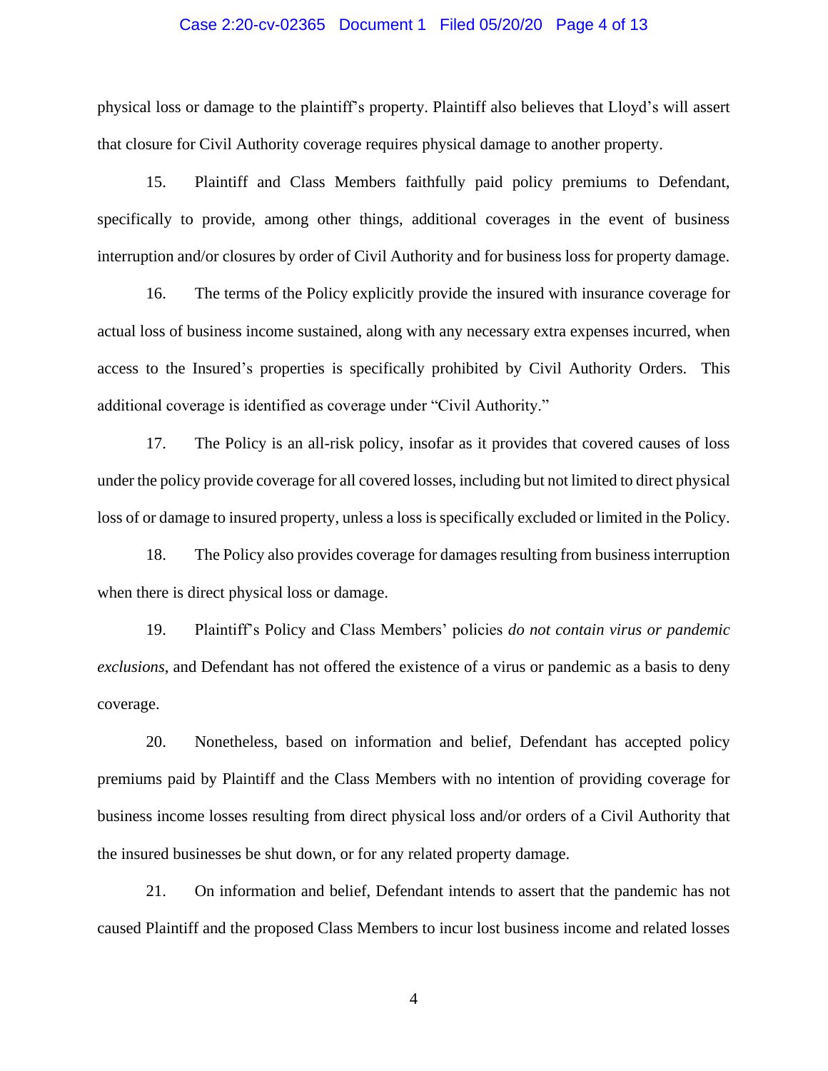physical loss or damage to the plaintiff's property. Plaintiff also believes that Lloyd's will assert that closure for Civil Authority coverage requires physical damage to another property.

15. Plaintiff and Class Members faithfully paid policy premiums to Defendant, specifically to provide, among other things, additional coverages in the event of business interruption and/or closures by order of Civil Authority and for business loss for property damage.

16. The terms of the Policy explicitly provide the insured with insurance coverage for actual loss of business income sustained, along with any necessary extra expenses incurred, when access to the Insured's properties is specifically prohibited by Civil Authority Orders. This additional coverage is identified as coverage under "Civil Authority."

17. The Policy is an all-risk policy, insofar as it provides that covered causes of loss under the policy provide coverage for all covered losses, including but not limited to direct physical loss of or damage to insured property, unless a loss is specifically excluded or limited in the Policy.

18. The Policy also provides coverage for damages resulting from business interruption when there is direct physical loss or damage.

19. Plaintiff's Policy and Class Members' policies *do not contain virus or pandemic exclusions*, and Defendant has not offered the existence of a virus or pandemic as a basis to deny coverage.

20. Nonetheless, based on information and belief, Defendant has accepted policy premiums paid by Plaintiff and the Class Members with no intention of providing coverage for business income losses resulting from direct physical loss and/or orders of a Civil Authority that the insured businesses be shut down, or for any related property damage.

21. On information and belief, Defendant intends to assert that the pandemic has not caused Plaintiff and the proposed Class Members to incur lost business income and related losses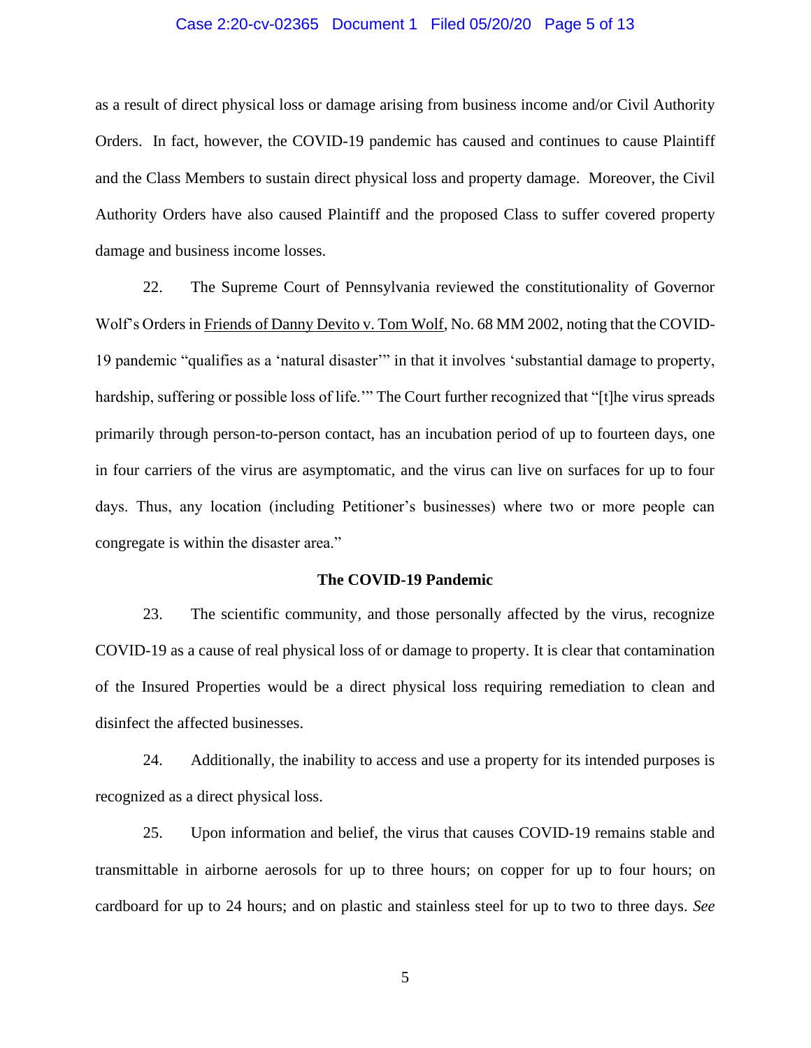as a result of direct physical loss or damage arising from business income and/or Civil Authority Orders. In fact, however, the COVID-19 pandemic has caused and continues to cause Plaintiff and the Class Members to sustain direct physical loss and property damage. Moreover, the Civil Authority Orders have also caused Plaintiff and the proposed Class to suffer covered property damage and business income losses.

22. The Supreme Court of Pennsylvania reviewed the constitutionality of Governor Wolf's Orders in Friends of Danny Devito v. Tom Wolf, No. 68 MM 2002, noting that the COVID-19 pandemic "qualifies as a 'natural disaster'" in that it involves 'substantial damage to property, hardship, suffering or possible loss of life.'" The Court further recognized that "[t]he virus spreads primarily through person-to-person contact, has an incubation period of up to fourteen days, one in four carriers of the virus are asymptomatic, and the virus can live on surfaces for up to four days. Thus, any location (including Petitioner's businesses) where two or more people can congregate is within the disaster area."

**The COVID-19 Pandemic**

23. The scientific community, and those personally affected by the virus, recognize COVID-19 as a cause of real physical loss of or damage to property. It is clear that contamination of the Insured Properties would be a direct physical loss requiring remediation to clean and disinfect the affected businesses.

24. Additionally, the inability to access and use a property for its intended purposes is recognized as a direct physical loss.

25. Upon information and belief, the virus that causes COVID-19 remains stable and transmittable in airborne aerosols for up to three hours; on copper for up to four hours; on cardboard for up to 24 hours; and on plastic and stainless steel for up to two to three days. *See*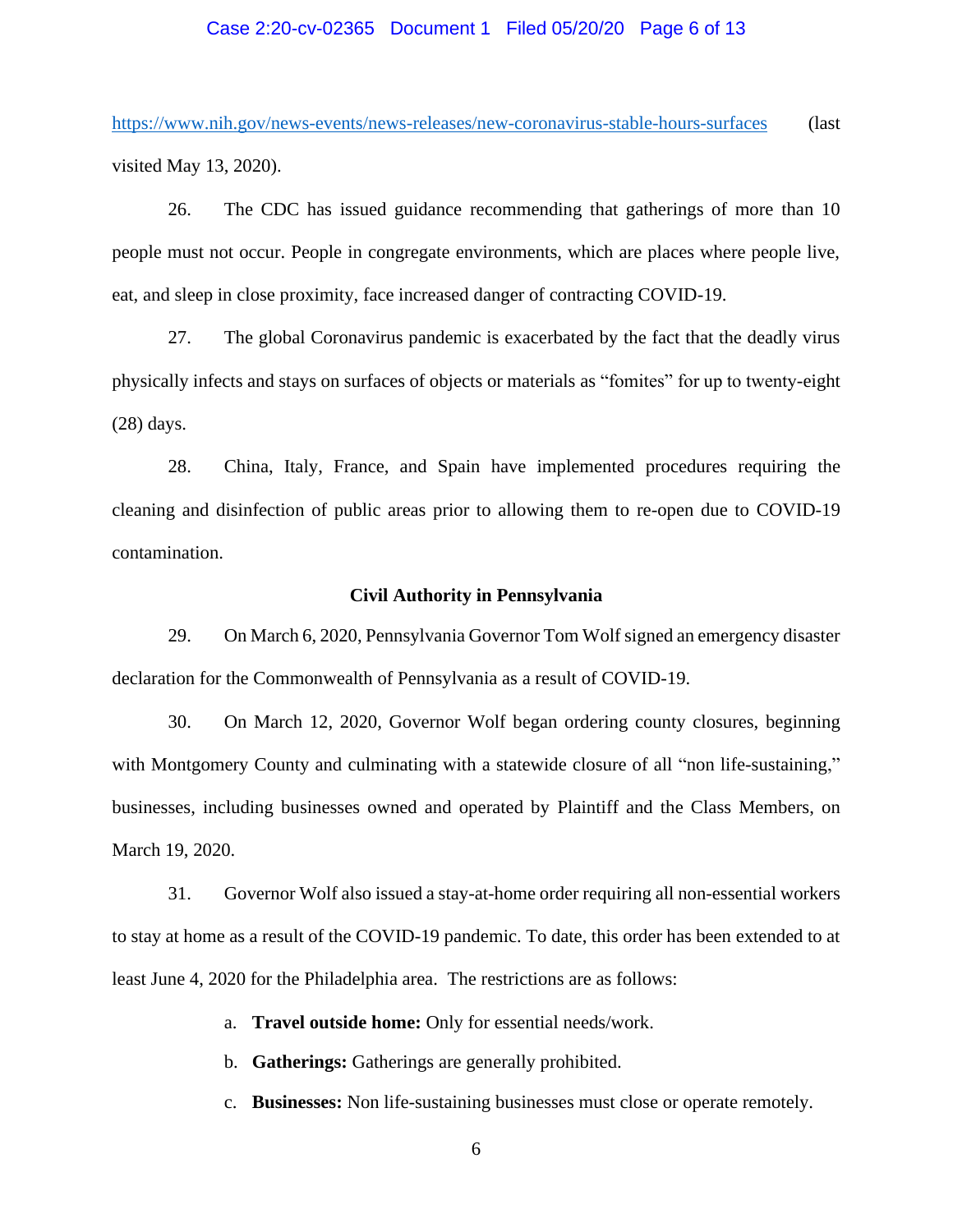https://www.nih.gov/news-events/news-releases/new-coronavirus-stable-hours-surfaces (last visited May 13, 2020).

26. The CDC has issued guidance recommending that gatherings of more than 10 people must not occur. People in congregate environments, which are places where people live, eat, and sleep in close proximity, face increased danger of contracting COVID-19.

27. The global Coronavirus pandemic is exacerbated by the fact that the deadly virus physically infects and stays on surfaces of objects or materials as "fomites" for up to twenty-eight (28) days.

28. China, Italy, France, and Spain have implemented procedures requiring the cleaning and disinfection of public areas prior to allowing them to re-open due to COVID-19 contamination.

### Civil Authority in Pennsylvania

29. On March 6, 2020, Pennsylvania Governor Tom Wolf signed an emergency disaster declaration for the Commonwealth of Pennsylvania as a result of COVID-19.

30. On March 12, 2020, Governor Wolf began ordering county closures, beginning with Montgomery County and culminating with a statewide closure of all "non life-sustaining," businesses, including businesses owned and operated by Plaintiff and the Class Members, on March 19, 2020.

31. Governor Wolf also issued a stay-at-home order requiring all non-essential workers to stay at home as a result of the COVID-19 pandemic. To date, this order has been extended to at least June 4, 2020 for the Philadelphia area. The restrictions are as follows:

a. **Travel outside home:** Only for essential needs/work.

b. **Gatherings:** Gatherings are generally prohibited.

c. **Businesses:** Non life-sustaining businesses must close or operate remotely.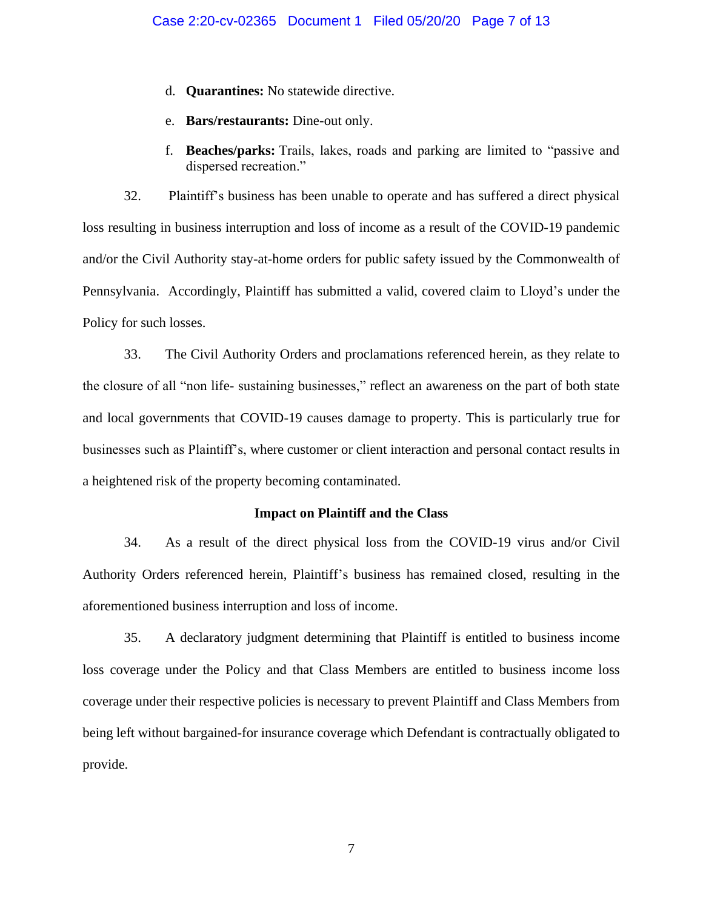d. **Quarantines:** No statewide directive.

e. **Bars/restaurants:** Dine-out only.

f. **Beaches/parks:** Trails, lakes, roads and parking are limited to "passive and dispersed recreation."

32. Plaintiff's business has been unable to operate and has suffered a direct physical loss resulting in business interruption and loss of income as a result of the COVID-19 pandemic and/or the Civil Authority stay-at-home orders for public safety issued by the Commonwealth of Pennsylvania. Accordingly, Plaintiff has submitted a valid, covered claim to Lloyd's under the Policy for such losses.

33. The Civil Authority Orders and proclamations referenced herein, as they relate to the closure of all "non life- sustaining businesses," reflect an awareness on the part of both state and local governments that COVID-19 causes damage to property. This is particularly true for businesses such as Plaintiff's, where customer or client interaction and personal contact results in a heightened risk of the property becoming contaminated.

**Impact on Plaintiff and the Class**

34. As a result of the direct physical loss from the COVID-19 virus and/or Civil Authority Orders referenced herein, Plaintiff's business has remained closed, resulting in the aforementioned business interruption and loss of income.

35. A declaratory judgment determining that Plaintiff is entitled to business income loss coverage under the Policy and that Class Members are entitled to business income loss coverage under their respective policies is necessary to prevent Plaintiff and Class Members from being left without bargained-for insurance coverage which Defendant is contractually obligated to provide.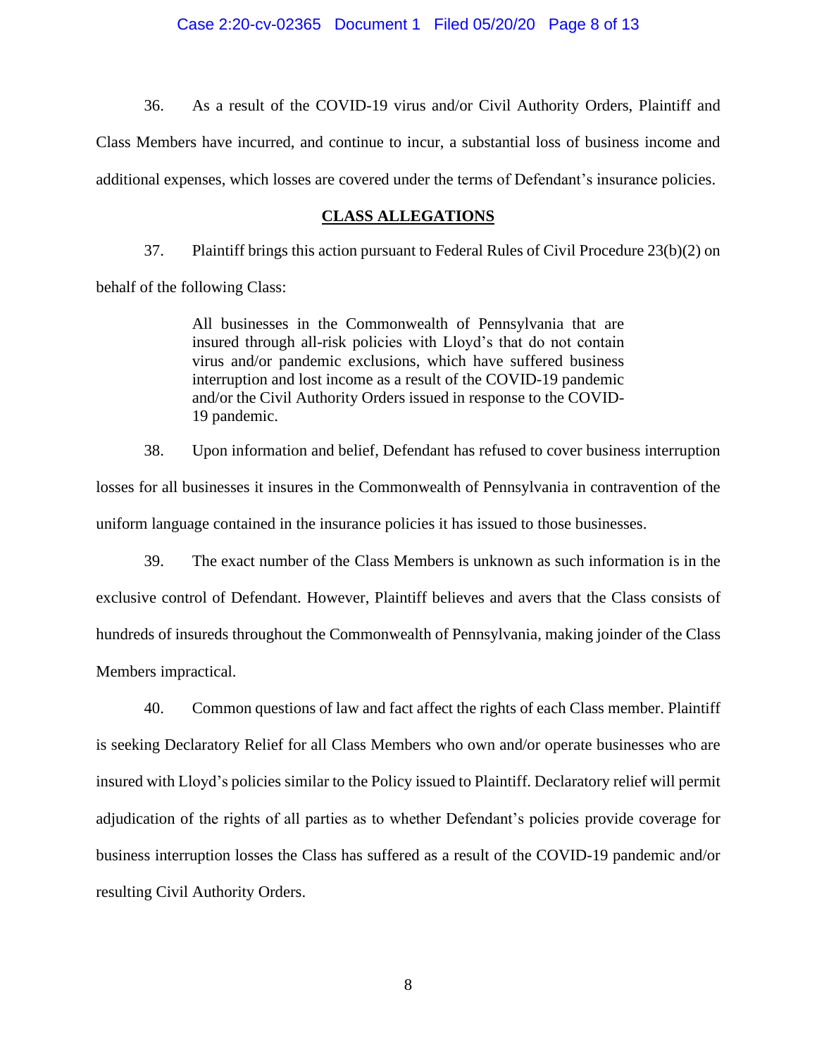36. As a result of the COVID-19 virus and/or Civil Authority Orders, Plaintiff and Class Members have incurred, and continue to incur, a substantial loss of business income and additional expenses, which losses are covered under the terms of Defendant's insurance policies.

## CLASS ALLEGATIONS

37. Plaintiff brings this action pursuant to Federal Rules of Civil Procedure 23(b)(2) on behalf of the following Class:

> All businesses in the Commonwealth of Pennsylvania that are insured through all-risk policies with Lloyd's that do not contain virus and/or pandemic exclusions, which have suffered business interruption and lost income as a result of the COVID-19 pandemic and/or the Civil Authority Orders issued in response to the COVID-19 pandemic.

38. Upon information and belief, Defendant has refused to cover business interruption losses for all businesses it insures in the Commonwealth of Pennsylvania in contravention of the uniform language contained in the insurance policies it has issued to those businesses.

39. The exact number of the Class Members is unknown as such information is in the exclusive control of Defendant. However, Plaintiff believes and avers that the Class consists of hundreds of insureds throughout the Commonwealth of Pennsylvania, making joinder of the Class Members impractical.

40. Common questions of law and fact affect the rights of each Class member. Plaintiff is seeking Declaratory Relief for all Class Members who own and/or operate businesses who are insured with Lloyd's policies similar to the Policy issued to Plaintiff. Declaratory relief will permit adjudication of the rights of all parties as to whether Defendant's policies provide coverage for business interruption losses the Class has suffered as a result of the COVID-19 pandemic and/or resulting Civil Authority Orders.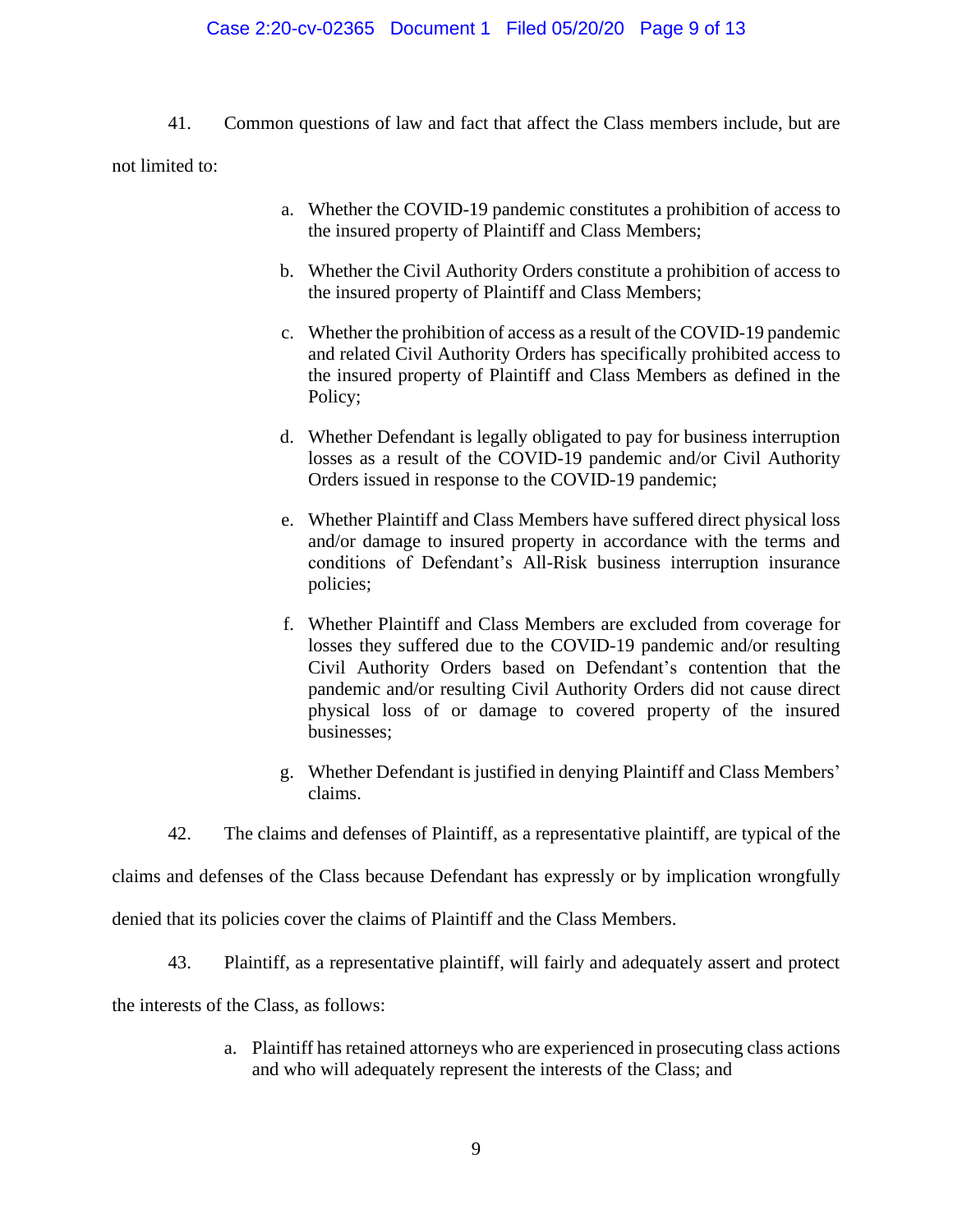41. Common questions of law and fact that affect the Class members include, but are not limited to:

a. Whether the COVID-19 pandemic constitutes a prohibition of access to the insured property of Plaintiff and Class Members;

b. Whether the Civil Authority Orders constitute a prohibition of access to the insured property of Plaintiff and Class Members;

c. Whether the prohibition of access as a result of the COVID-19 pandemic and related Civil Authority Orders has specifically prohibited access to the insured property of Plaintiff and Class Members as defined in the Policy;

d. Whether Defendant is legally obligated to pay for business interruption losses as a result of the COVID-19 pandemic and/or Civil Authority Orders issued in response to the COVID-19 pandemic;

e. Whether Plaintiff and Class Members have suffered direct physical loss and/or damage to insured property in accordance with the terms and conditions of Defendant's All-Risk business interruption insurance policies;

f. Whether Plaintiff and Class Members are excluded from coverage for losses they suffered due to the COVID-19 pandemic and/or resulting Civil Authority Orders based on Defendant's contention that the pandemic and/or resulting Civil Authority Orders did not cause direct physical loss of or damage to covered property of the insured businesses;

g. Whether Defendant is justified in denying Plaintiff and Class Members' claims.

42. The claims and defenses of Plaintiff, as a representative plaintiff, are typical of the claims and defenses of the Class because Defendant has expressly or by implication wrongfully denied that its policies cover the claims of Plaintiff and the Class Members.

43. Plaintiff, as a representative plaintiff, will fairly and adequately assert and protect the interests of the Class, as follows:

a. Plaintiff has retained attorneys who are experienced in prosecuting class actions and who will adequately represent the interests of the Class; and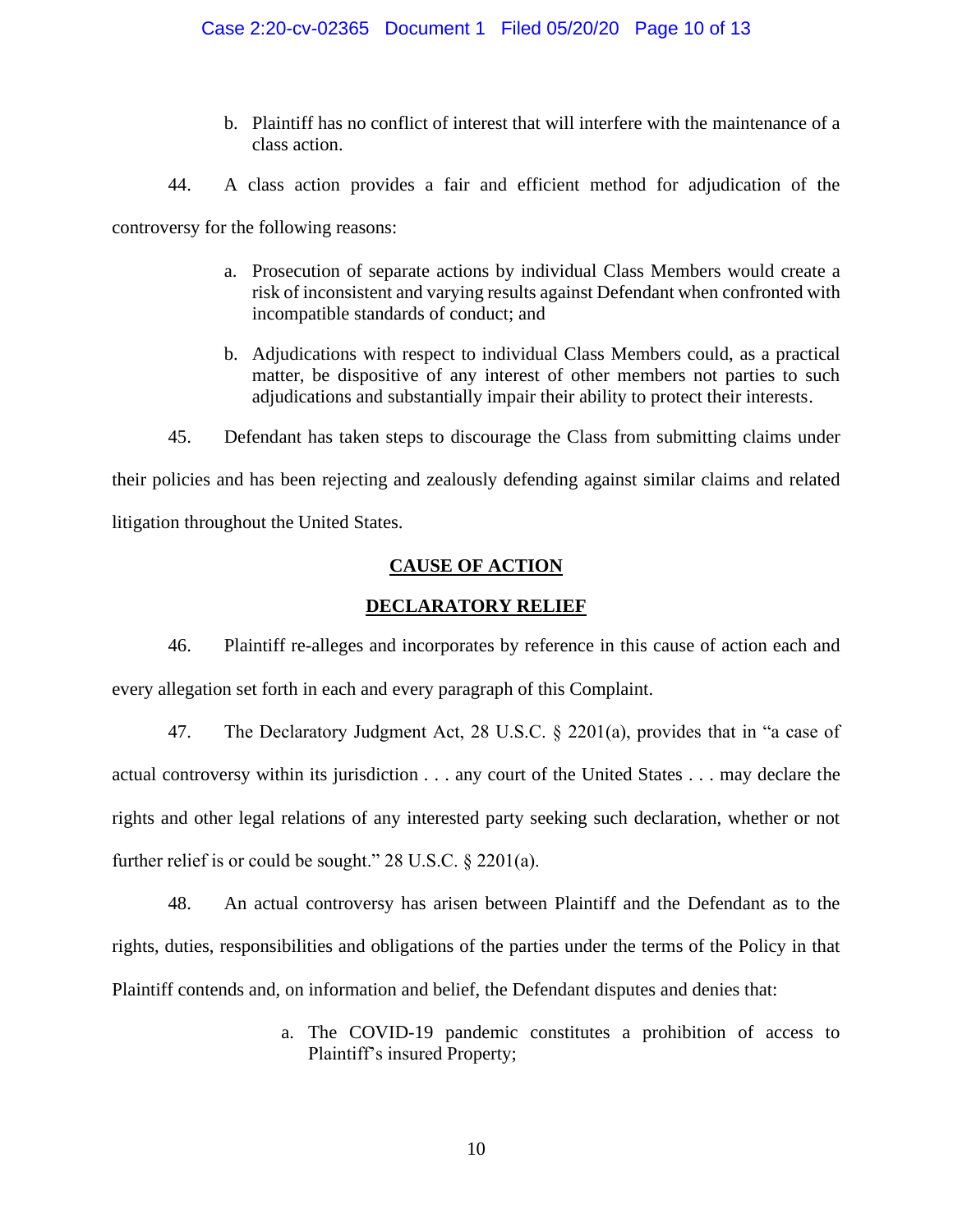b. Plaintiff has no conflict of interest that will interfere with the maintenance of a class action.

44. A class action provides a fair and efficient method for adjudication of the controversy for the following reasons:

a. Prosecution of separate actions by individual Class Members would create a risk of inconsistent and varying results against Defendant when confronted with incompatible standards of conduct; and

b. Adjudications with respect to individual Class Members could, as a practical matter, be dispositive of any interest of other members not parties to such adjudications and substantially impair their ability to protect their interests.

45. Defendant has taken steps to discourage the Class from submitting claims under their policies and has been rejecting and zealously defending against similar claims and related litigation throughout the United States.

## CAUSE OF ACTION

## DECLARATORY RELIEF

46. Plaintiff re-alleges and incorporates by reference in this cause of action each and every allegation set forth in each and every paragraph of this Complaint.

47. The Declaratory Judgment Act, 28 U.S.C. § 2201(a), provides that in "a case of actual controversy within its jurisdiction . . . any court of the United States . . . may declare the rights and other legal relations of any interested party seeking such declaration, whether or not further relief is or could be sought." 28 U.S.C. § 2201(a).

48. An actual controversy has arisen between Plaintiff and the Defendant as to the rights, duties, responsibilities and obligations of the parties under the terms of the Policy in that Plaintiff contends and, on information and belief, the Defendant disputes and denies that:

a. The COVID-19 pandemic constitutes a prohibition of access to Plaintiff's insured Property;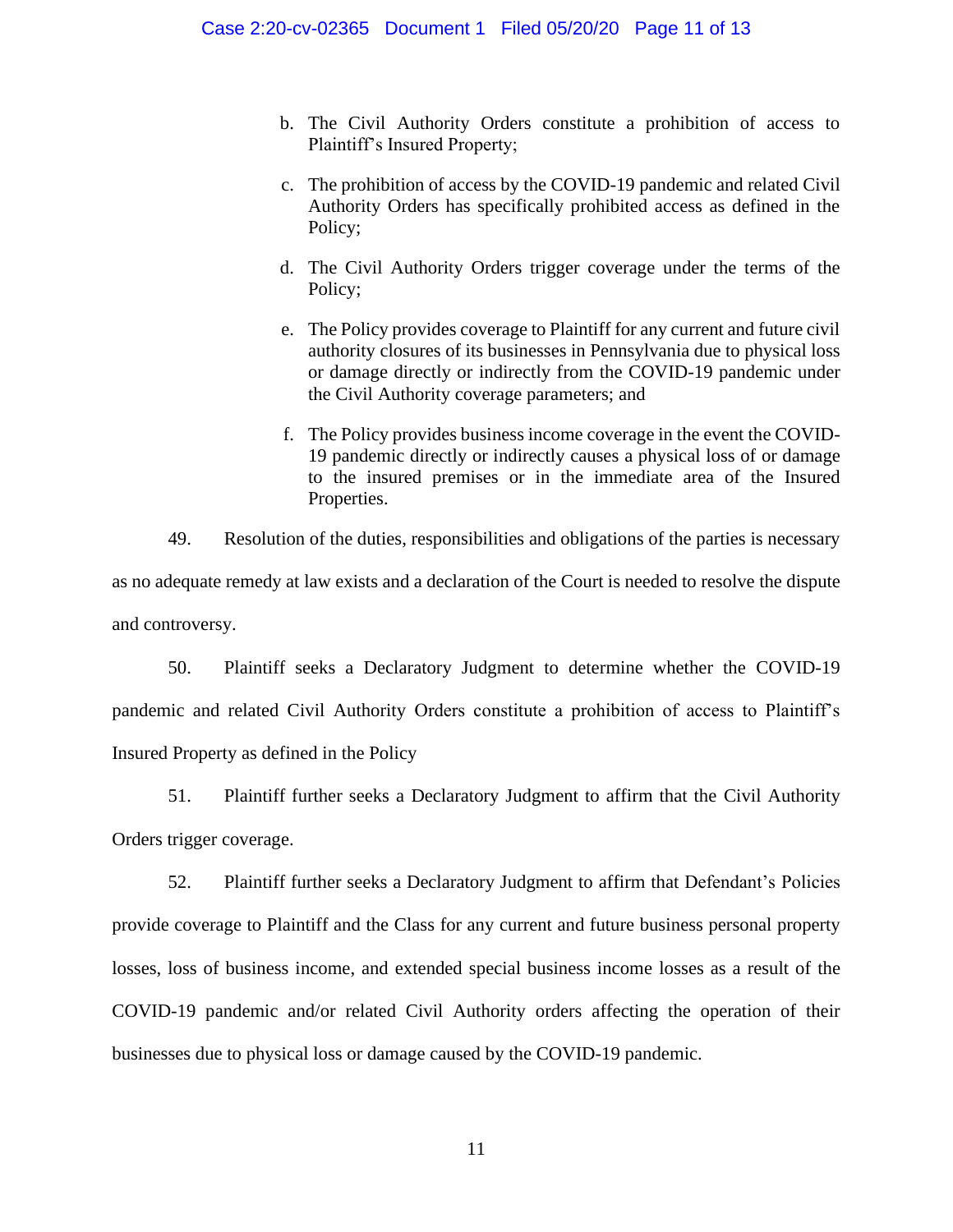b. The Civil Authority Orders constitute a prohibition of access to Plaintiff's Insured Property;

c. The prohibition of access by the COVID-19 pandemic and related Civil Authority Orders has specifically prohibited access as defined in the Policy;

d. The Civil Authority Orders trigger coverage under the terms of the Policy;

e. The Policy provides coverage to Plaintiff for any current and future civil authority closures of its businesses in Pennsylvania due to physical loss or damage directly or indirectly from the COVID-19 pandemic under the Civil Authority coverage parameters; and

f. The Policy provides business income coverage in the event the COVID-19 pandemic directly or indirectly causes a physical loss of or damage to the insured premises or in the immediate area of the Insured Properties.

49. Resolution of the duties, responsibilities and obligations of the parties is necessary as no adequate remedy at law exists and a declaration of the Court is needed to resolve the dispute and controversy.

50. Plaintiff seeks a Declaratory Judgment to determine whether the COVID-19 pandemic and related Civil Authority Orders constitute a prohibition of access to Plaintiff's Insured Property as defined in the Policy

51. Plaintiff further seeks a Declaratory Judgment to affirm that the Civil Authority Orders trigger coverage.

52. Plaintiff further seeks a Declaratory Judgment to affirm that Defendant's Policies provide coverage to Plaintiff and the Class for any current and future business personal property losses, loss of business income, and extended special business income losses as a result of the COVID-19 pandemic and/or related Civil Authority orders affecting the operation of their businesses due to physical loss or damage caused by the COVID-19 pandemic.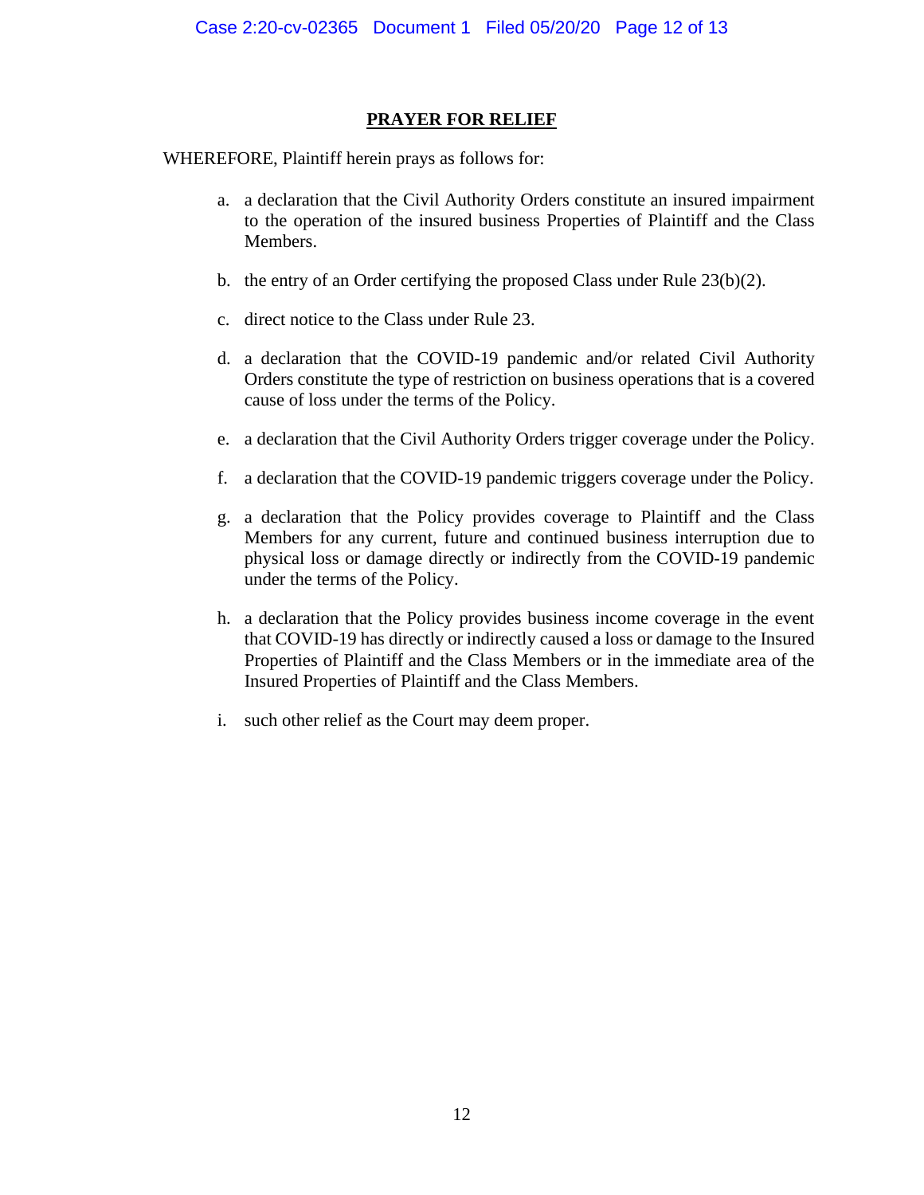## PRAYER FOR RELIEF

WHEREFORE, Plaintiff herein prays as follows for:

a. a declaration that the Civil Authority Orders constitute an insured impairment to the operation of the insured business Properties of Plaintiff and the Class Members.

b. the entry of an Order certifying the proposed Class under Rule 23(b)(2).

c. direct notice to the Class under Rule 23.

d. a declaration that the COVID-19 pandemic and/or related Civil Authority Orders constitute the type of restriction on business operations that is a covered cause of loss under the terms of the Policy.

e. a declaration that the Civil Authority Orders trigger coverage under the Policy.

f. a declaration that the COVID-19 pandemic triggers coverage under the Policy.

g. a declaration that the Policy provides coverage to Plaintiff and the Class Members for any current, future and continued business interruption due to physical loss or damage directly or indirectly from the COVID-19 pandemic under the terms of the Policy.

h. a declaration that the Policy provides business income coverage in the event that COVID-19 has directly or indirectly caused a loss or damage to the Insured Properties of Plaintiff and the Class Members or in the immediate area of the Insured Properties of Plaintiff and the Class Members.

i. such other relief as the Court may deem proper.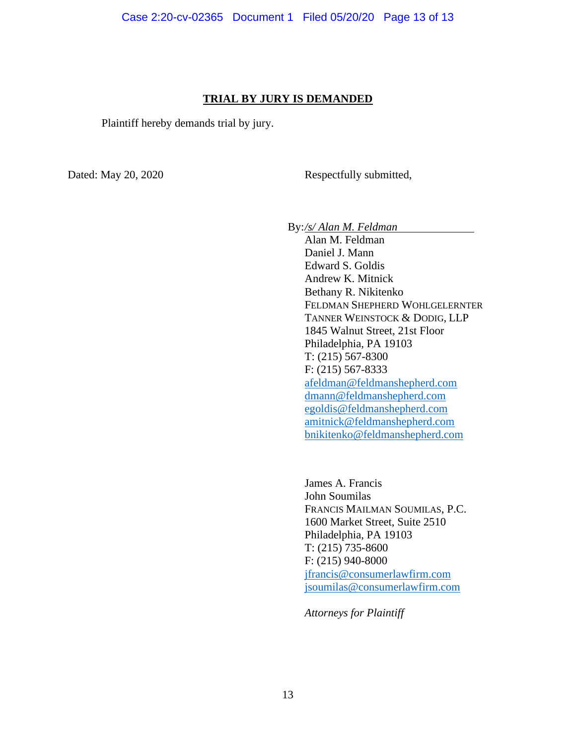**TRIAL BY JURY IS DEMANDED**

Plaintiff hereby demands trial by jury.

Dated: May 20, 2020

Respectfully submitted,

By: */s/ Alan M. Feldman*
Alan M. Feldman
Daniel J. Mann
Edward S. Goldis
Andrew K. Mitnick
Bethany R. Nikitenko
FELDMAN SHEPHERD WOHLGELERNTER TANNER WEINSTOCK & DODIG, LLP
1845 Walnut Street, 21st Floor
Philadelphia, PA 19103
T: (215) 567-8300
F: (215) 567-8333
afeldman@feldmanshepherd.com
dmann@feldmanshepherd.com
egoldis@feldmanshepherd.com
amitnick@feldmanshepherd.com
bnikitenko@feldmanshepherd.com

James A. Francis
John Soumilas
FRANCIS MAILMAN SOUMILAS, P.C.
1600 Market Street, Suite 2510
Philadelphia, PA 19103
T: (215) 735-8600
F: (215) 940-8000
jfrancis@consumerlawfirm.com
jsoumilas@consumerlawfirm.com

*Attorneys for Plaintiff*